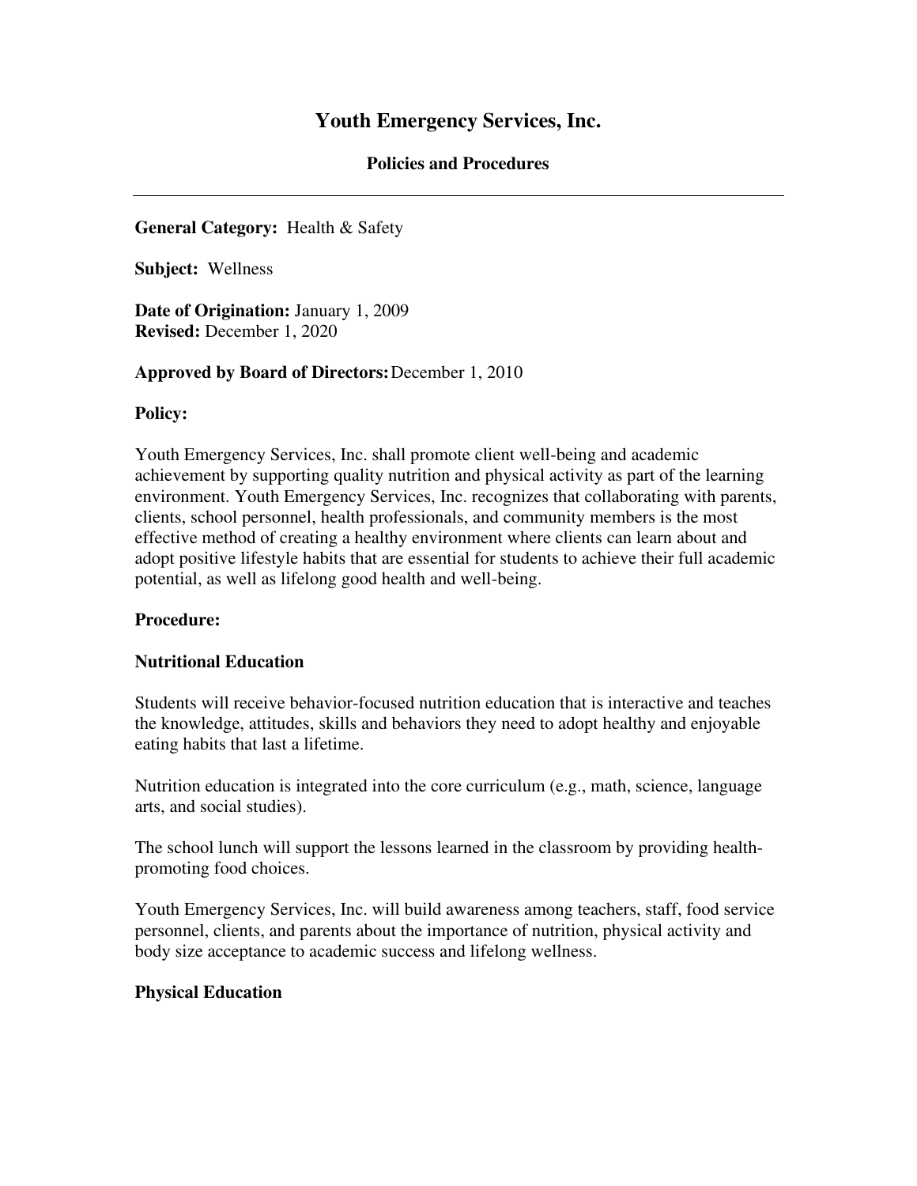# Youth Emergency Services, Inc.

## Policies and Procedures

---

**General Category:** Health & Safety

**Subject:** Wellness

**Date of Origination:** January 1, 2009
**Revised:** December 1, 2020

**Approved by Board of Directors:** December 1, 2010

**Policy:**

Youth Emergency Services, Inc. shall promote client well-being and academic achievement by supporting quality nutrition and physical activity as part of the learning environment. Youth Emergency Services, Inc. recognizes that collaborating with parents, clients, school personnel, health professionals, and community members is the most effective method of creating a healthy environment where clients can learn about and adopt positive lifestyle habits that are essential for students to achieve their full academic potential, as well as lifelong good health and well-being.

**Procedure:**

**Nutritional Education**

Students will receive behavior-focused nutrition education that is interactive and teaches the knowledge, attitudes, skills and behaviors they need to adopt healthy and enjoyable eating habits that last a lifetime.

Nutrition education is integrated into the core curriculum (e.g., math, science, language arts, and social studies).

The school lunch will support the lessons learned in the classroom by providing health-promoting food choices.

Youth Emergency Services, Inc. will build awareness among teachers, staff, food service personnel, clients, and parents about the importance of nutrition, physical activity and body size acceptance to academic success and lifelong wellness.

**Physical Education**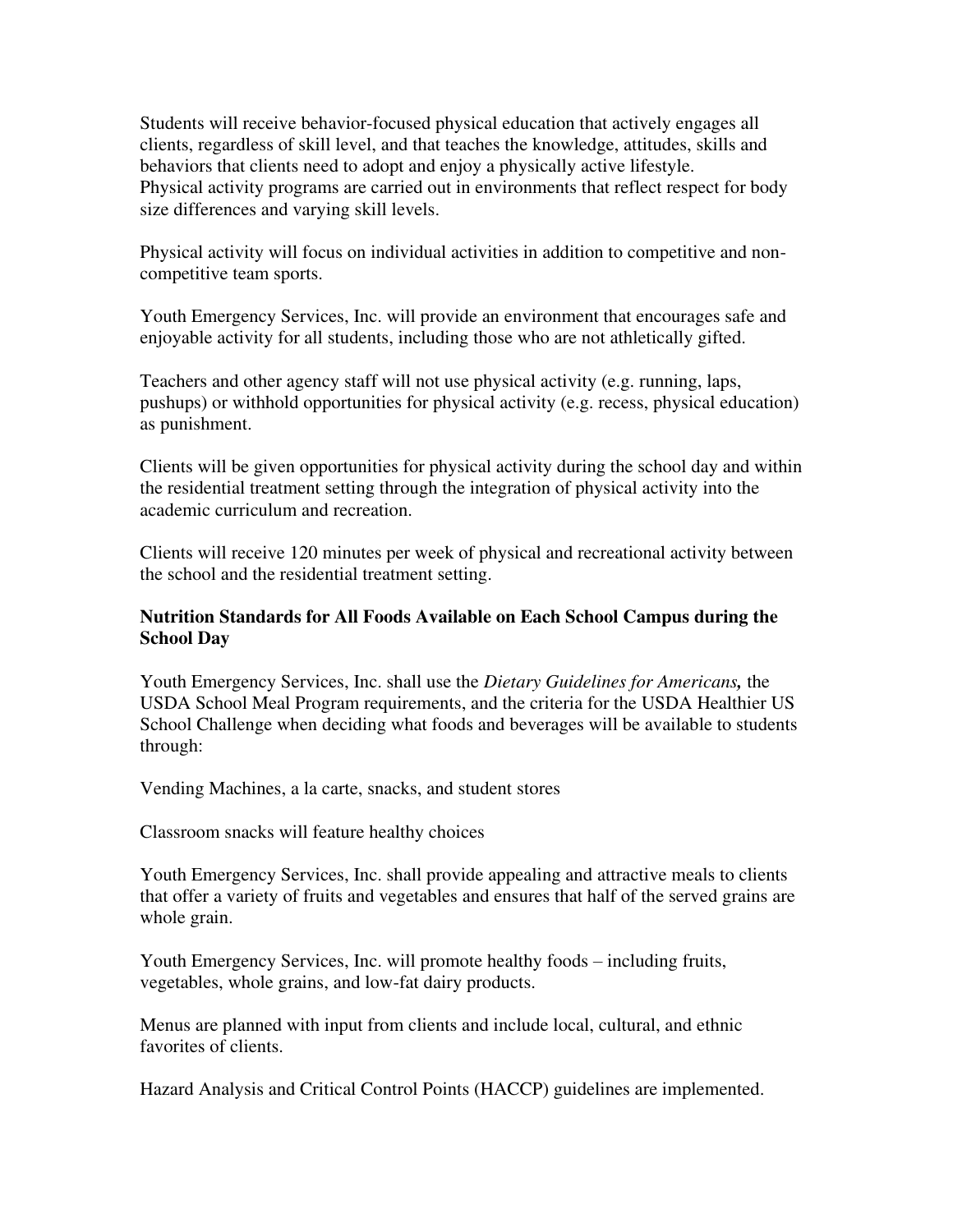Students will receive behavior-focused physical education that actively engages all clients, regardless of skill level, and that teaches the knowledge, attitudes, skills and behaviors that clients need to adopt and enjoy a physically active lifestyle. Physical activity programs are carried out in environments that reflect respect for body size differences and varying skill levels.

Physical activity will focus on individual activities in addition to competitive and non-competitive team sports.

Youth Emergency Services, Inc. will provide an environment that encourages safe and enjoyable activity for all students, including those who are not athletically gifted.

Teachers and other agency staff will not use physical activity (e.g. running, laps, pushups) or withhold opportunities for physical activity (e.g. recess, physical education) as punishment.

Clients will be given opportunities for physical activity during the school day and within the residential treatment setting through the integration of physical activity into the academic curriculum and recreation.

Clients will receive 120 minutes per week of physical and recreational activity between the school and the residential treatment setting.

**Nutrition Standards for All Foods Available on Each School Campus during the School Day**

Youth Emergency Services, Inc. shall use the *Dietary Guidelines for Americans,* the USDA School Meal Program requirements, and the criteria for the USDA Healthier US School Challenge when deciding what foods and beverages will be available to students through:

Vending Machines, a la carte, snacks, and student stores

Classroom snacks will feature healthy choices

Youth Emergency Services, Inc. shall provide appealing and attractive meals to clients that offer a variety of fruits and vegetables and ensures that half of the served grains are whole grain.

Youth Emergency Services, Inc. will promote healthy foods – including fruits, vegetables, whole grains, and low-fat dairy products.

Menus are planned with input from clients and include local, cultural, and ethnic favorites of clients.

Hazard Analysis and Critical Control Points (HACCP) guidelines are implemented.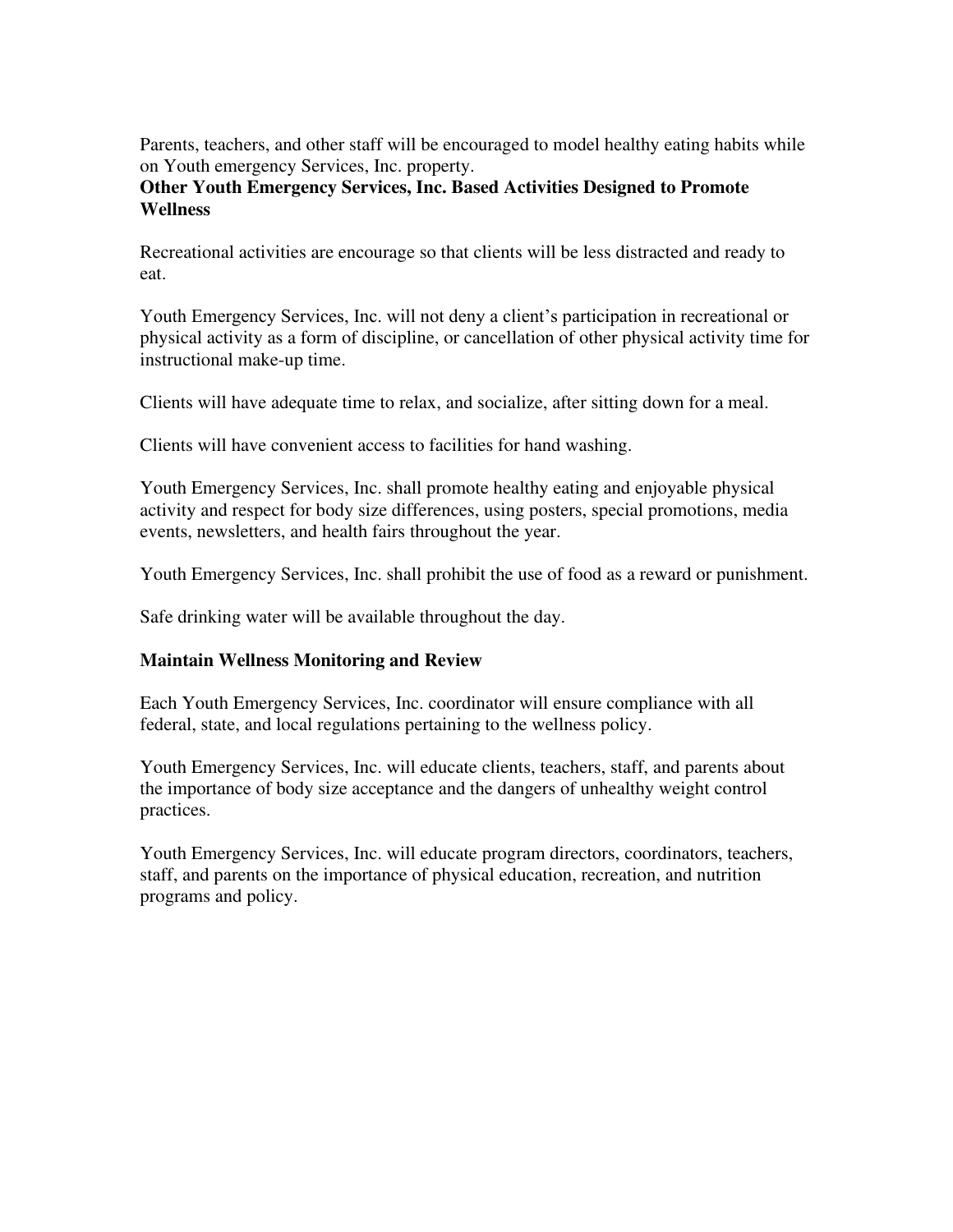Parents, teachers, and other staff will be encouraged to model healthy eating habits while on Youth emergency Services, Inc. property.

**Other Youth Emergency Services, Inc. Based Activities Designed to Promote Wellness**

Recreational activities are encourage so that clients will be less distracted and ready to eat.

Youth Emergency Services, Inc. will not deny a client's participation in recreational or physical activity as a form of discipline, or cancellation of other physical activity time for instructional make-up time.

Clients will have adequate time to relax, and socialize, after sitting down for a meal.

Clients will have convenient access to facilities for hand washing.

Youth Emergency Services, Inc. shall promote healthy eating and enjoyable physical activity and respect for body size differences, using posters, special promotions, media events, newsletters, and health fairs throughout the year.

Youth Emergency Services, Inc. shall prohibit the use of food as a reward or punishment.

Safe drinking water will be available throughout the day.

**Maintain Wellness Monitoring and Review**

Each Youth Emergency Services, Inc. coordinator will ensure compliance with all federal, state, and local regulations pertaining to the wellness policy.

Youth Emergency Services, Inc. will educate clients, teachers, staff, and parents about the importance of body size acceptance and the dangers of unhealthy weight control practices.

Youth Emergency Services, Inc. will educate program directors, coordinators, teachers, staff, and parents on the importance of physical education, recreation, and nutrition programs and policy.